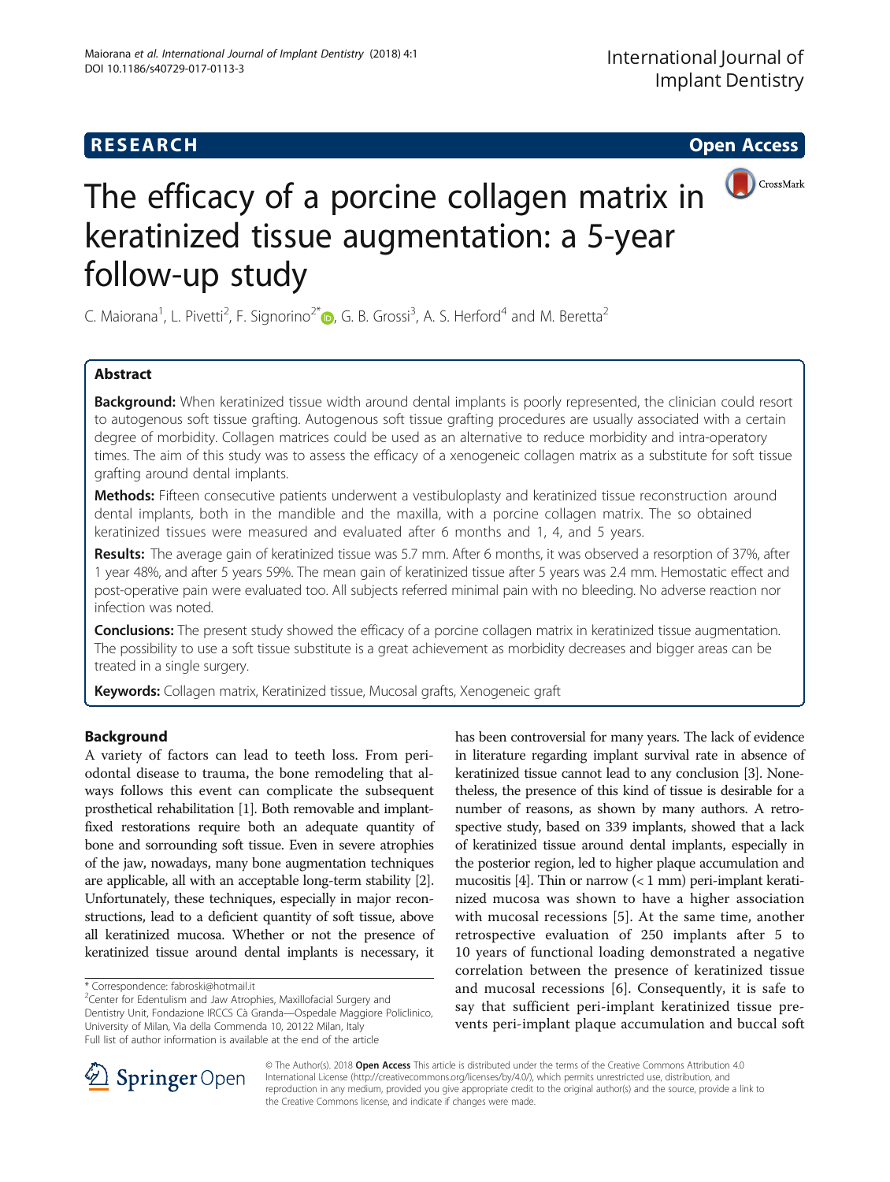RESEARCH Open Access

# The efficacy of a porcine collagen matrix in keratinized tissue augmentation: a 5-year follow-up study

C. Maiorana[1], L. Pivetti[2], F. Signorino[2*], G. B. Grossi[3], A. S. Herford[4] and M. Beretta[2]

## Abstract

**Background:** When keratinized tissue width around dental implants is poorly represented, the clinician could resort to autogenous soft tissue grafting. Autogenous soft tissue grafting procedures are usually associated with a certain degree of morbidity. Collagen matrices could be used as an alternative to reduce morbidity and intra-operatory times. The aim of this study was to assess the efficacy of a xenogeneic collagen matrix as a substitute for soft tissue grafting around dental implants.

**Methods:** Fifteen consecutive patients underwent a vestibuloplasty and keratinized tissue reconstruction around dental implants, both in the mandible and the maxilla, with a porcine collagen matrix. The so obtained keratinized tissues were measured and evaluated after 6 months and 1, 4, and 5 years.

**Results:** The average gain of keratinized tissue was 5.7 mm. After 6 months, it was observed a resorption of 37%, after 1 year 48%, and after 5 years 59%. The mean gain of keratinized tissue after 5 years was 2.4 mm. Hemostatic effect and post-operative pain were evaluated too. All subjects referred minimal pain with no bleeding. No adverse reaction nor infection was noted.

**Conclusions:** The present study showed the efficacy of a porcine collagen matrix in keratinized tissue augmentation. The possibility to use a soft tissue substitute is a great achievement as morbidity decreases and bigger areas can be treated in a single surgery.

**Keywords:** Collagen matrix, Keratinized tissue, Mucosal grafts, Xenogeneic graft

## Background

A variety of factors can lead to teeth loss. From periodontal disease to trauma, the bone remodeling that always follows this event can complicate the subsequent prosthetical rehabilitation [1]. Both removable and implant-fixed restorations require both an adequate quantity of bone and sorrounding soft tissue. Even in severe atrophies of the jaw, nowadays, many bone augmentation techniques are applicable, all with an acceptable long-term stability [2]. Unfortunately, these techniques, especially in major reconstructions, lead to a deficient quantity of soft tissue, above all keratinized mucosa. Whether or not the presence of keratinized tissue around dental implants is necessary, it has been controversial for many years. The lack of evidence in literature regarding implant survival rate in absence of keratinized tissue cannot lead to any conclusion [3]. Nonetheless, the presence of this kind of tissue is desirable for a number of reasons, as shown by many authors. A retrospective study, based on 339 implants, showed that a lack of keratinized tissue around dental implants, especially in the posterior region, led to higher plaque accumulation and mucositis [4]. Thin or narrow (< 1 mm) peri-implant keratinized mucosa was shown to have a higher association with mucosal recessions [5]. At the same time, another retrospective evaluation of 250 implants after 5 to 10 years of functional loading demonstrated a negative correlation between the presence of keratinized tissue and mucosal recessions [6]. Consequently, it is safe to say that sufficient peri-implant keratinized tissue prevents peri-implant plaque accumulation and buccal soft

* Correspondence: fabroski@hotmail.it
[2]Center for Edentulism and Jaw Atrophies, Maxillofacial Surgery and Dentistry Unit, Fondazione IRCCS Cà Granda—Ospedale Maggiore Policlinico, University of Milan, Via della Commenda 10, 20122 Milan, Italy
Full list of author information is available at the end of the article

© The Author(s). 2018 **Open Access** This article is distributed under the terms of the Creative Commons Attribution 4.0 International License (http://creativecommons.org/licenses/by/4.0/), which permits unrestricted use, distribution, and reproduction in any medium, provided you give appropriate credit to the original author(s) and the source, provide a link to the Creative Commons license, and indicate if changes were made.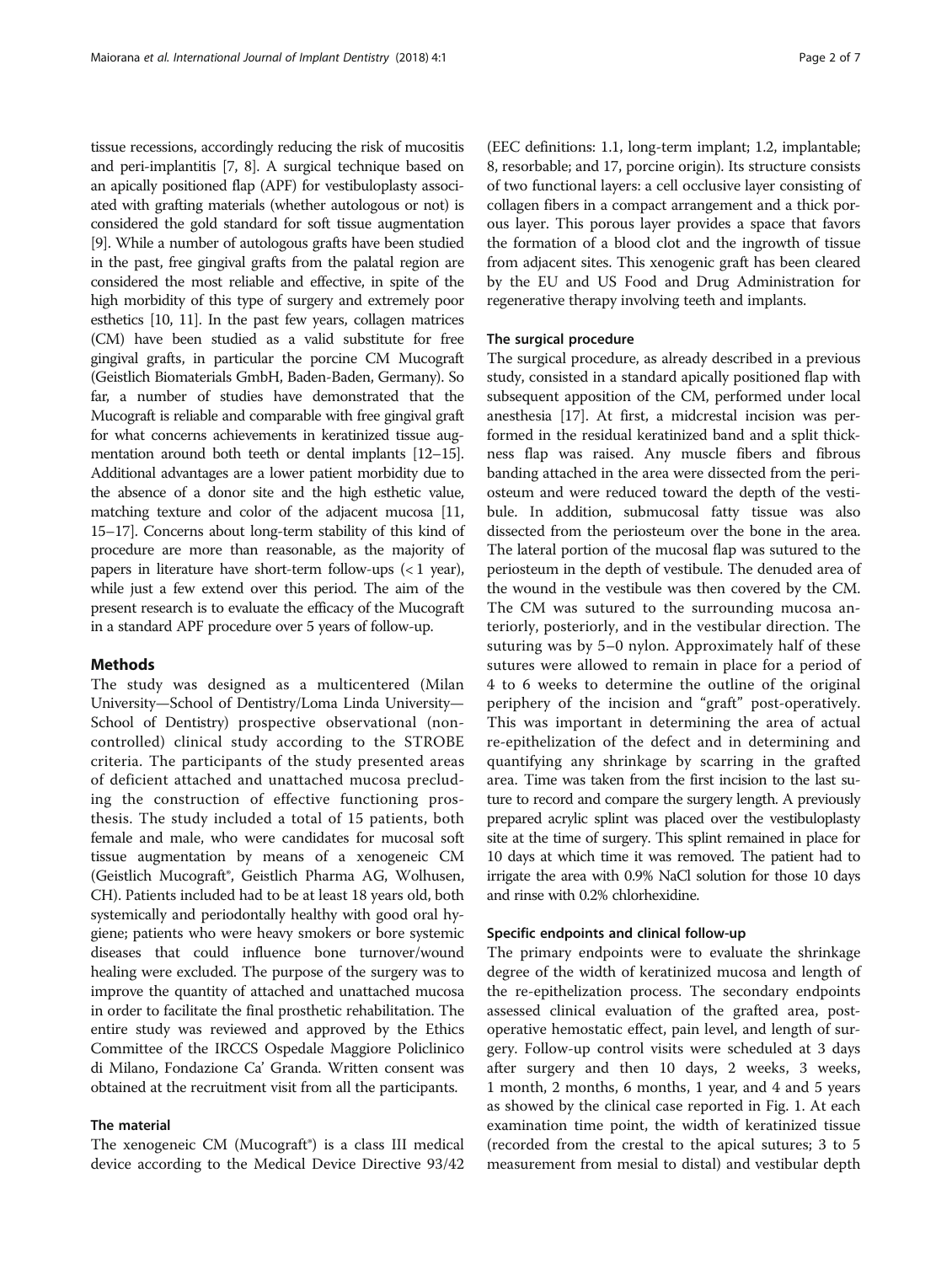tissue recessions, accordingly reducing the risk of mucositis and peri-implantitis [7, 8]. A surgical technique based on an apically positioned flap (APF) for vestibuloplasty associated with grafting materials (whether autologous or not) is considered the gold standard for soft tissue augmentation [9]. While a number of autologous grafts have been studied in the past, free gingival grafts from the palatal region are considered the most reliable and effective, in spite of the high morbidity of this type of surgery and extremely poor esthetics [10, 11]. In the past few years, collagen matrices (CM) have been studied as a valid substitute for free gingival grafts, in particular the porcine CM Mucograft (Geistlich Biomaterials GmbH, Baden-Baden, Germany). So far, a number of studies have demonstrated that the Mucograft is reliable and comparable with free gingival graft for what concerns achievements in keratinized tissue augmentation around both teeth or dental implants [12–15]. Additional advantages are a lower patient morbidity due to the absence of a donor site and the high esthetic value, matching texture and color of the adjacent mucosa [11, 15–17]. Concerns about long-term stability of this kind of procedure are more than reasonable, as the majority of papers in literature have short-term follow-ups (< 1 year), while just a few extend over this period. The aim of the present research is to evaluate the efficacy of the Mucograft in a standard APF procedure over 5 years of follow-up.

## Methods

The study was designed as a multicentered (Milan University—School of Dentistry/Loma Linda University—School of Dentistry) prospective observational (non-controlled) clinical study according to the STROBE criteria. The participants of the study presented areas of deficient attached and unattached mucosa precluding the construction of effective functioning prosthesis. The study included a total of 15 patients, both female and male, who were candidates for mucosal soft tissue augmentation by means of a xenogeneic CM (Geistlich Mucograft®, Geistlich Pharma AG, Wolhusen, CH). Patients included had to be at least 18 years old, both systemically and periodontally healthy with good oral hygiene; patients who were heavy smokers or bore systemic diseases that could influence bone turnover/wound healing were excluded. The purpose of the surgery was to improve the quantity of attached and unattached mucosa in order to facilitate the final prosthetic rehabilitation. The entire study was reviewed and approved by the Ethics Committee of the IRCCS Ospedale Maggiore Policlinico di Milano, Fondazione Ca' Granda. Written consent was obtained at the recruitment visit from all the participants.

### The material

The xenogeneic CM (Mucograft®) is a class III medical device according to the Medical Device Directive 93/42 (EEC definitions: 1.1, long-term implant; 1.2, implantable; 8, resorbable; and 17, porcine origin). Its structure consists of two functional layers: a cell occlusive layer consisting of collagen fibers in a compact arrangement and a thick porous layer. This porous layer provides a space that favors the formation of a blood clot and the ingrowth of tissue from adjacent sites. This xenogenic graft has been cleared by the EU and US Food and Drug Administration for regenerative therapy involving teeth and implants.

### The surgical procedure

The surgical procedure, as already described in a previous study, consisted in a standard apically positioned flap with subsequent apposition of the CM, performed under local anesthesia [17]. At first, a midcrestal incision was performed in the residual keratinized band and a split thickness flap was raised. Any muscle fibers and fibrous banding attached in the area were dissected from the periosteum and were reduced toward the depth of the vestibule. In addition, submucosal fatty tissue was also dissected from the periosteum over the bone in the area. The lateral portion of the mucosal flap was sutured to the periosteum in the depth of vestibule. The denuded area of the wound in the vestibule was then covered by the CM. The CM was sutured to the surrounding mucosa anteriorly, posteriorly, and in the vestibular direction. The suturing was by 5–0 nylon. Approximately half of these sutures were allowed to remain in place for a period of 4 to 6 weeks to determine the outline of the original periphery of the incision and "graft" post-operatively. This was important in determining the area of actual re-epithelization of the defect and in determining and quantifying any shrinkage by scarring in the grafted area. Time was taken from the first incision to the last suture to record and compare the surgery length. A previously prepared acrylic splint was placed over the vestibuloplasty site at the time of surgery. This splint remained in place for 10 days at which time it was removed. The patient had to irrigate the area with 0.9% NaCl solution for those 10 days and rinse with 0.2% chlorhexidine.

### Specific endpoints and clinical follow-up

The primary endpoints were to evaluate the shrinkage degree of the width of keratinized mucosa and length of the re-epithelization process. The secondary endpoints assessed clinical evaluation of the grafted area, post-operative hemostatic effect, pain level, and length of surgery. Follow-up control visits were scheduled at 3 days after surgery and then 10 days, 2 weeks, 3 weeks, 1 month, 2 months, 6 months, 1 year, and 4 and 5 years as showed by the clinical case reported in Fig. 1. At each examination time point, the width of keratinized tissue (recorded from the crestal to the apical sutures; 3 to 5 measurement from mesial to distal) and vestibular depth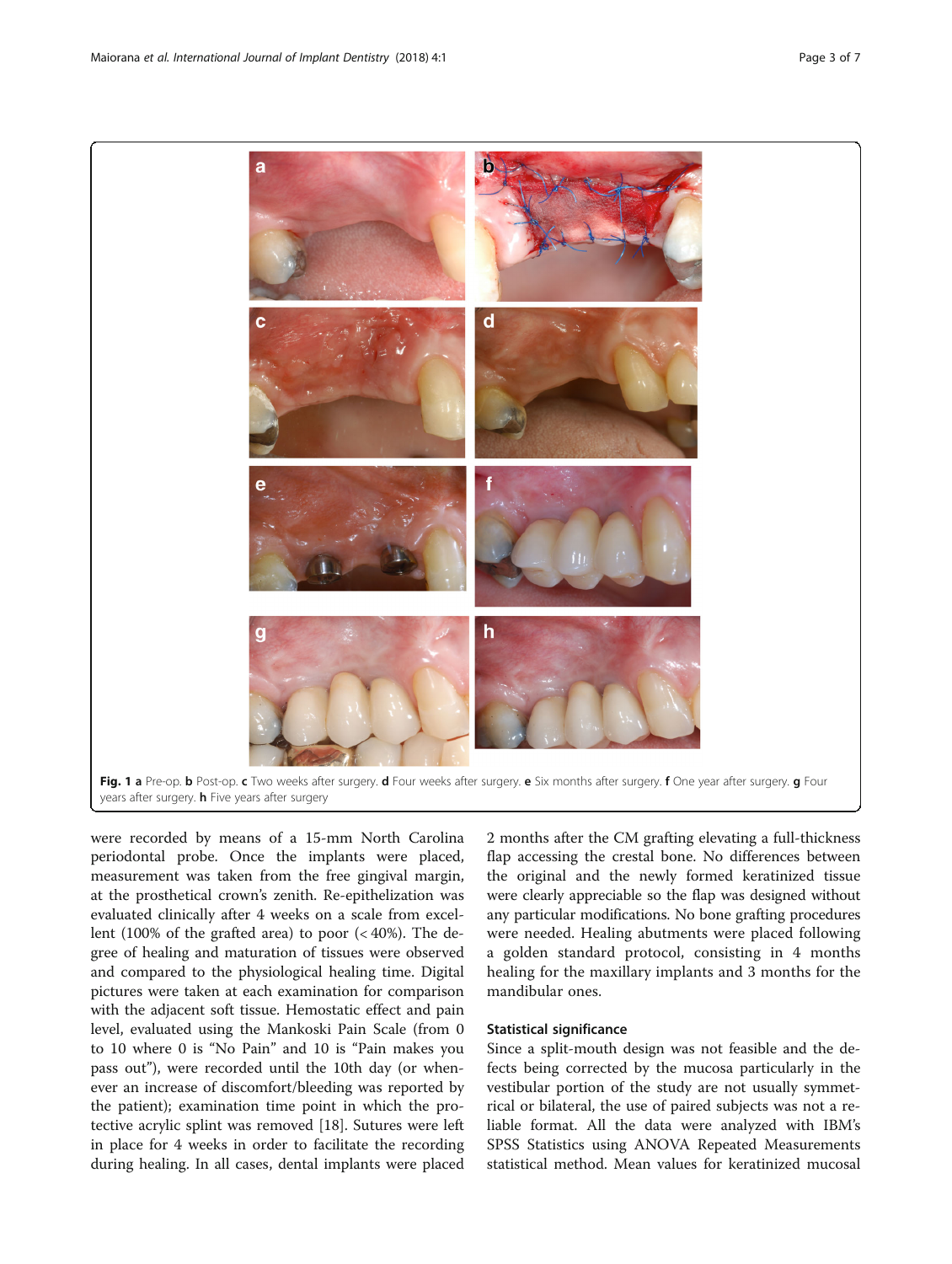**Fig. 1** **a** Pre-op. **b** Post-op. **c** Two weeks after surgery. **d** Four weeks after surgery. **e** Six months after surgery. **f** One year after surgery. **g** Four years after surgery. **h** Five years after surgery

were recorded by means of a 15-mm North Carolina periodontal probe. Once the implants were placed, measurement was taken from the free gingival margin, at the prosthetical crown's zenith. Re-epithelization was evaluated clinically after 4 weeks on a scale from excellent (100% of the grafted area) to poor (< 40%). The degree of healing and maturation of tissues were observed and compared to the physiological healing time. Digital pictures were taken at each examination for comparison with the adjacent soft tissue. Hemostatic effect and pain level, evaluated using the Mankoski Pain Scale (from 0 to 10 where 0 is "No Pain" and 10 is "Pain makes you pass out"), were recorded until the 10th day (or whenever an increase of discomfort/bleeding was reported by the patient); examination time point in which the protective acrylic splint was removed [18]. Sutures were left in place for 4 weeks in order to facilitate the recording during healing. In all cases, dental implants were placed 2 months after the CM grafting elevating a full-thickness flap accessing the crestal bone. No differences between the original and the newly formed keratinized tissue were clearly appreciable so the flap was designed without any particular modifications. No bone grafting procedures were needed. Healing abutments were placed following a golden standard protocol, consisting in 4 months healing for the maxillary implants and 3 months for the mandibular ones.

## Statistical significance

Since a split-mouth design was not feasible and the defects being corrected by the mucosa particularly in the vestibular portion of the study are not usually symmetrical or bilateral, the use of paired subjects was not a reliable format. All the data were analyzed with IBM's SPSS Statistics using ANOVA Repeated Measurements statistical method. Mean values for keratinized mucosal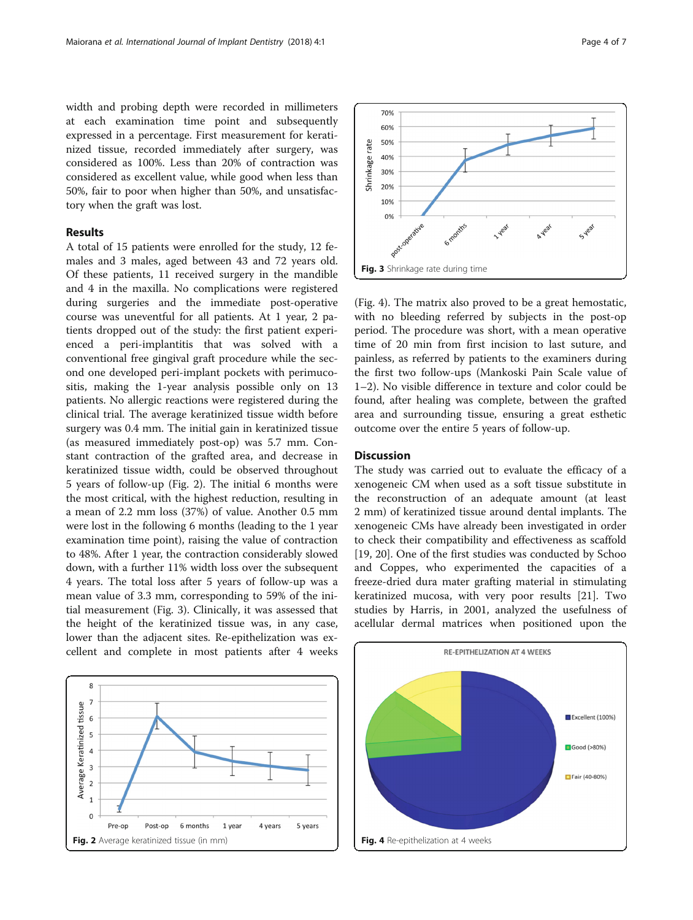width and probing depth were recorded in millimeters at each examination time point and subsequently expressed in a percentage. First measurement for keratinized tissue, recorded immediately after surgery, was considered as 100%. Less than 20% of contraction was considered as excellent value, while good when less than 50%, fair to poor when higher than 50%, and unsatisfactory when the graft was lost.

## Results

A total of 15 patients were enrolled for the study, 12 females and 3 males, aged between 43 and 72 years old. Of these patients, 11 received surgery in the mandible and 4 in the maxilla. No complications were registered during surgeries and the immediate post-operative course was uneventful for all patients. At 1 year, 2 patients dropped out of the study: the first patient experienced a peri-implantitis that was solved with a conventional free gingival graft procedure while the second one developed peri-implant pockets with perimucositis, making the 1-year analysis possible only on 13 patients. No allergic reactions were registered during the clinical trial. The average keratinized tissue width before surgery was 0.4 mm. The initial gain in keratinized tissue (as measured immediately post-op) was 5.7 mm. Constant contraction of the grafted area, and decrease in keratinized tissue width, could be observed throughout 5 years of follow-up (Fig. 2). The initial 6 months were the most critical, with the highest reduction, resulting in a mean of 2.2 mm loss (37%) of value. Another 0.5 mm were lost in the following 6 months (leading to the 1 year examination time point), raising the value of contraction to 48%. After 1 year, the contraction considerably slowed down, with a further 11% width loss over the subsequent 4 years. The total loss after 5 years of follow-up was a mean value of 3.3 mm, corresponding to 59% of the initial measurement (Fig. 3). Clinically, it was assessed that the height of the keratinized tissue was, in any case, lower than the adjacent sites. Re-epithelization was excellent and complete in most patients after 4 weeks (Fig. 4). The matrix also proved to be a great hemostatic, with no bleeding referred by subjects in the post-op period. The procedure was short, with a mean operative time of 20 min from first incision to last suture, and painless, as referred by patients to the examiners during the first two follow-ups (Mankoski Pain Scale value of 1–2). No visible difference in texture and color could be found, after healing was complete, between the grafted area and surrounding tissue, ensuring a great esthetic outcome over the entire 5 years of follow-up.

**Fig. 2** Average keratinized tissue (in mm)

**Fig. 3** Shrinkage rate during time

**Fig. 4** Re-epithelization at 4 weeks

## Discussion

The study was carried out to evaluate the efficacy of a xenogeneic CM when used as a soft tissue substitute in the reconstruction of an adequate amount (at least 2 mm) of keratinized tissue around dental implants. The xenogeneic CMs have already been investigated in order to check their compatibility and effectiveness as scaffold [19, 20]. One of the first studies was conducted by Schoo and Coppes, who experimented the capacities of a freeze-dried dura mater grafting material in stimulating keratinized mucosa, with very poor results [21]. Two studies by Harris, in 2001, analyzed the usefulness of acellular dermal matrices when positioned upon the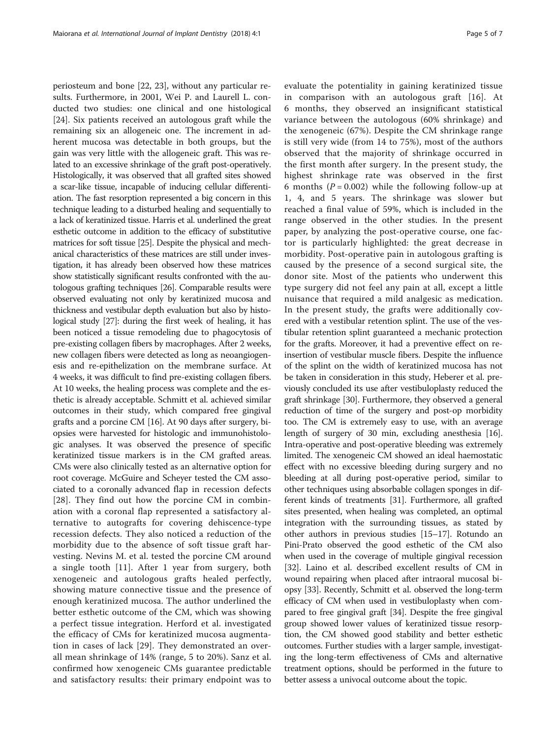periosteum and bone [22, 23], without any particular results. Furthermore, in 2001, Wei P. and Laurell L. conducted two studies: one clinical and one histological [24]. Six patients received an autologous graft while the remaining six an allogeneic one. The increment in adherent mucosa was detectable in both groups, but the gain was very little with the allogeneic graft. This was related to an excessive shrinkage of the graft post-operatively. Histologically, it was observed that all grafted sites showed a scar-like tissue, incapable of inducing cellular differentiation. The fast resorption represented a big concern in this technique leading to a disturbed healing and sequentially to a lack of keratinized tissue. Harris et al. underlined the great esthetic outcome in addition to the efficacy of substitutive matrices for soft tissue [25]. Despite the physical and mechanical characteristics of these matrices are still under investigation, it has already been observed how these matrices show statistically significant results confronted with the autologous grafting techniques [26]. Comparable results were observed evaluating not only by keratinized mucosa and thickness and vestibular depth evaluation but also by histological study [27]: during the first week of healing, it has been noticed a tissue remodeling due to phagocytosis of pre-existing collagen fibers by macrophages. After 2 weeks, new collagen fibers were detected as long as neoangiogenesis and re-epithelization on the membrane surface. At 4 weeks, it was difficult to find pre-existing collagen fibers. At 10 weeks, the healing process was complete and the esthetic is already acceptable. Schmitt et al. achieved similar outcomes in their study, which compared free gingival grafts and a porcine CM [16]. At 90 days after surgery, biopsies were harvested for histologic and immunohistologic analyses. It was observed the presence of specific keratinized tissue markers is in the CM grafted areas. CMs were also clinically tested as an alternative option for root coverage. McGuire and Scheyer tested the CM associated to a coronally advanced flap in recession defects [28]. They find out how the porcine CM in combination with a coronal flap represented a satisfactory alternative to autografts for covering dehiscence-type recession defects. They also noticed a reduction of the morbidity due to the absence of soft tissue graft harvesting. Nevins M. et al. tested the porcine CM around a single tooth [11]. After 1 year from surgery, both xenogeneic and autologous grafts healed perfectly, showing mature connective tissue and the presence of enough keratinized mucosa. The author underlined the better esthetic outcome of the CM, which was showing a perfect tissue integration. Herford et al. investigated the efficacy of CMs for keratinized mucosa augmentation in cases of lack [29]. They demonstrated an overall mean shrinkage of 14% (range, 5 to 20%). Sanz et al. confirmed how xenogeneic CMs guarantee predictable and satisfactory results: their primary endpoint was to evaluate the potentiality in gaining keratinized tissue in comparison with an autologous graft [16]. At 6 months, they observed an insignificant statistical variance between the autologous (60% shrinkage) and the xenogeneic (67%). Despite the CM shrinkage range is still very wide (from 14 to 75%), most of the authors observed that the majority of shrinkage occurred in the first month after surgery. In the present study, the highest shrinkage rate was observed in the first 6 months ($P = 0.002$) while the following follow-up at 1, 4, and 5 years. The shrinkage was slower but reached a final value of 59%, which is included in the range observed in the other studies. In the present paper, by analyzing the post-operative course, one factor is particularly highlighted: the great decrease in morbidity. Post-operative pain in autologous grafting is caused by the presence of a second surgical site, the donor site. Most of the patients who underwent this type surgery did not feel any pain at all, except a little nuisance that required a mild analgesic as medication. In the present study, the grafts were additionally covered with a vestibular retention splint. The use of the vestibular retention splint guaranteed a mechanic protection for the grafts. Moreover, it had a preventive effect on reinsertion of vestibular muscle fibers. Despite the influence of the splint on the width of keratinized mucosa has not be taken in consideration in this study, Heberer et al. previously concluded its use after vestibuloplasty reduced the graft shrinkage [30]. Furthermore, they observed a general reduction of time of the surgery and post-op morbidity too. The CM is extremely easy to use, with an average length of surgery of 30 min, excluding anesthesia [16]. Intra-operative and post-operative bleeding was extremely limited. The xenogeneic CM showed an ideal haemostatic effect with no excessive bleeding during surgery and no bleeding at all during post-operative period, similar to other techniques using absorbable collagen sponges in different kinds of treatments [31]. Furthermore, all grafted sites presented, when healing was completed, an optimal integration with the surrounding tissues, as stated by other authors in previous studies [15–17]. Rotundo an Pini-Prato observed the good esthetic of the CM also when used in the coverage of multiple gingival recession [32]. Laino et al. described excellent results of CM in wound repairing when placed after intraoral mucosal biopsy [33]. Recently, Schmitt et al. observed the long-term efficacy of CM when used in vestibuloplasty when compared to free gingival graft [34]. Despite the free gingival group showed lower values of keratinized tissue resorption, the CM showed good stability and better esthetic outcomes. Further studies with a larger sample, investigating the long-term effectiveness of CMs and alternative treatment options, should be performed in the future to better assess a univocal outcome about the topic.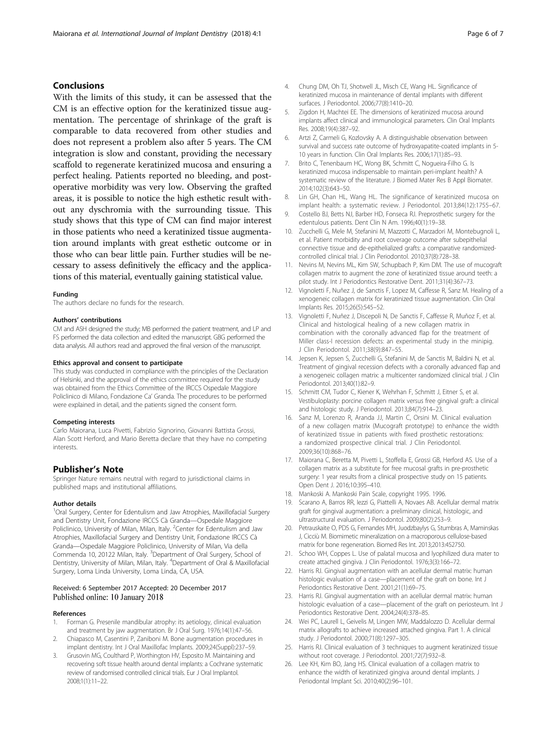## Conclusions

With the limits of this study, it can be assessed that the CM is an effective option for the keratinized tissue augmentation. The percentage of shrinkage of the graft is comparable to data recovered from other studies and does not represent a problem also after 5 years. The CM integration is slow and constant, providing the necessary scaffold to regenerate keratinized mucosa and ensuring a perfect healing. Patients reported no bleeding, and post-operative morbidity was very low. Observing the grafted areas, it is possible to notice the high esthetic result without any dyschromia with the surrounding tissue. This study shows that this type of CM can find major interest in those patients who need a keratinized tissue augmentation around implants with great esthetic outcome or in those who can bear little pain. Further studies will be necessary to assess definitively the efficacy and the applications of this material, eventually gaining statistical value.

#### Funding

The authors declare no funds for the research.

#### Authors' contributions

CM and ASH designed the study; MB performed the patient treatment, and LP and FS performed the data collection and edited the manuscript. GBG performed the data analysis. All authors read and approved the final version of the manuscript.

#### Ethics approval and consent to participate

This study was conducted in compliance with the principles of the Declaration of Helsinki, and the approval of the ethics committee required for the study was obtained from the Ethics Committee of the IRCCS Ospedale Maggiore Policlinico di Milano, Fondazione Ca' Granda. The procedures to be performed were explained in detail, and the patients signed the consent form.

#### Competing interests

Carlo Maiorana, Luca Pivetti, Fabrizio Signorino, Giovanni Battista Grossi, Alan Scott Herford, and Mario Beretta declare that they have no competing interests.

## Publisher's Note

Springer Nature remains neutral with regard to jurisdictional claims in published maps and institutional affiliations.

#### Author details

[1]Oral Surgery, Center for Edentulism and Jaw Atrophies, Maxillofacial Surgery and Dentistry Unit, Fondazione IRCCS Cà Granda—Ospedale Maggiore Policlinico, University of Milan, Milan, Italy. [2]Center for Edentulism and Jaw Atrophies, Maxillofacial Surgery and Dentistry Unit, Fondazione IRCCS Cà Granda—Ospedale Maggiore Policlinico, University of Milan, Via della Commenda 10, 20122 Milan, Italy. [3]Department of Oral Surgery, School of Dentistry, University of Milan, Milan, Italy. [4]Department of Oral & Maxillofacial Surgery, Loma Linda University, Loma Linda, CA, USA.

Received: 6 September 2017 Accepted: 20 December 2017
Published online: 10 January 2018

#### References

1. Forman G. Presenile mandibular atrophy: its aetiology, clinical evaluation and treatment by jaw augmentation. Br J Oral Surg. 1976;14(1):47–56.
2. Chiapasco M, Casentini P, Zaniboni M. Bone augmentation procedures in implant dentistry. Int J Oral Maxillofac Implants. 2009;24(Suppl):237–59.
3. Grusovin MG, Coulthard P, Worthington HV, Esposito M. Maintaining and recovering soft tissue health around dental implants: a Cochrane systematic review of randomised controlled clinical trials. Eur J Oral Implantol. 2008;1(1):11–22.
4. Chung DM, Oh TJ, Shotwell JL, Misch CE, Wang HL. Significance of keratinized mucosa in maintenance of dental implants with different surfaces. J Periodontol. 2006;77(8):1410–20.
5. Zigdon H, Machtei EE. The dimensions of keratinized mucosa around implants affect clinical and immunological parameters. Clin Oral Implants Res. 2008;19(4):387–92.
6. Artzi Z, Carmeli G, Kozlovsky A. A distinguishable observation between survival and success rate outcome of hydroxyapatite-coated implants in 5-10 years in function. Clin Oral Implants Res. 2006;17(1):85–93.
7. Brito C, Tenenbaum HC, Wong BK, Schmitt C, Nogueira-Filho G. Is keratinized mucosa indispensable to maintain peri-implant health? A systematic review of the literature. J Biomed Mater Res B Appl Biomater. 2014;102(3):643–50.
8. Lin GH, Chan HL, Wang HL. The significance of keratinized mucosa on implant health: a systematic review. J Periodontol. 2013;84(12):1755–67.
9. Costello BJ, Betts NJ, Barber HD, Fonseca RJ. Preprosthetic surgery for the edentulous patients. Dent Clin N Am. 1996;40(1):19–38.
10. Zucchelli G, Mele M, Stefanini M, Mazzotti C, Marzadori M, Montebugnoli L, et al. Patient morbidity and root coverage outcome after subepithelial connective tissue and de-epithelialized grafts: a comparative randomized-controlled clinical trial. J Clin Periodontol. 2010;37(8):728–38.
11. Nevins M, Nevins ML, Kim SW, Schupbach P, Kim DM. The use of mucograft collagen matrix to augment the zone of keratinized tissue around teeth: a pilot study. Int J Periodontics Restorative Dent. 2011;31(4):367–73.
12. Vignoletti F, Nuñez J, de Sanctis F, Lopez M, Caffesse R, Sanz M. Healing of a xenogeneic collagen matrix for keratinized tissue augmentation. Clin Oral Implants Res. 2015;26(5):545–52.
13. Vignoletti F, Nuñez J, Discepoli N, De Sanctis F, Caffesse R, Muñoz F, et al. Clinical and histological healing of a new collagen matrix in combination with the coronally advanced flap for the treatment of Miller class-I recession defects: an experimental study in the minipig. J Clin Periodontol. 2011;38(9):847–55.
14. Jepsen K, Jepsen S, Zucchelli G, Stefanini M, de Sanctis M, Baldini N, et al. Treatment of gingival recession defects with a coronally advanced flap and a xenogeneic collagen matrix: a multicenter randomized clinical trial. J Clin Periodontol. 2013;40(1):82–9.
15. Schmitt CM, Tudor C, Kiener K, Wehrhan F, Schmitt J, Eitner S, et al. Vestibuloplasty: porcine collagen matrix versus free gingival graft: a clinical and histologic study. J Periodontol. 2013;84(7):914–23.
16. Sanz M, Lorenzo R, Aranda JJ, Martin C, Orsini M. Clinical evaluation of a new collagen matrix (Mucograft prototype) to enhance the width of keratinized tissue in patients with fixed prosthetic restorations: a randomized prospective clinical trial. J Clin Periodontol. 2009;36(10):868–76.
17. Maiorana C, Beretta M, Pivetti L, Stoffella E, Grossi GB, Herford AS. Use of a collagen matrix as a substitute for free mucosal grafts in pre-prosthetic surgery: 1 year results from a clinical prospective study on 15 patients. Open Dent J. 2016;10:395–410.
18. Mankoski A. Mankoski Pain Scale, copyright 1995. 1996.
19. Scarano A, Barros RR, Iezzi G, Piattelli A, Novaes AB. Acellular dermal matrix graft for gingival augmentation: a preliminary clinical, histologic, and ultrastructural evaluation. J Periodontol. 2009;80(2):253–9.
20. Petrauskaite O, PDS G, Fernandes MH, Juodzbaylys G, Stumbras A, Maminskas J, Cicciù M. Biomimetic mineralization on a macroporous cellulose-based matrix for bone regeneration. Biomed Res Int. 2013;2013:452750.
21. Schoo WH, Coppes L. Use of palatal mucosa and lyophilized dura mater to create attached gingiva. J Clin Periodontol. 1976;3(3):166–72.
22. Harris RJ. Gingival augmentation with an acellular dermal matrix: human histologic evaluation of a case—placement of the graft on bone. Int J Periodontics Restorative Dent. 2001;21(1):69–75.
23. Harris RJ. Gingival augmentation with an acellular dermal matrix: human histologic evaluation of a case—placement of the graft on periosteum. Int J Periodontics Restorative Dent. 2004;24(4):378–85.
24. Wei PC, Laurell L, Geivelis M, Lingen MW, Maddalozzo D. Acellular dermal matrix allografts to achieve increased attached gingiva. Part 1. A clinical study. J Periodontol. 2000;71(8):1297–305.
25. Harris RJ. Clinical evaluation of 3 techniques to augment keratinized tissue without root coverage. J Periodontol. 2001;72(7):932–8.
26. Lee KH, Kim BO, Jang HS. Clinical evaluation of a collagen matrix to enhance the width of keratinized gingiva around dental implants. J Periodontal Implant Sci. 2010;40(2):96–101.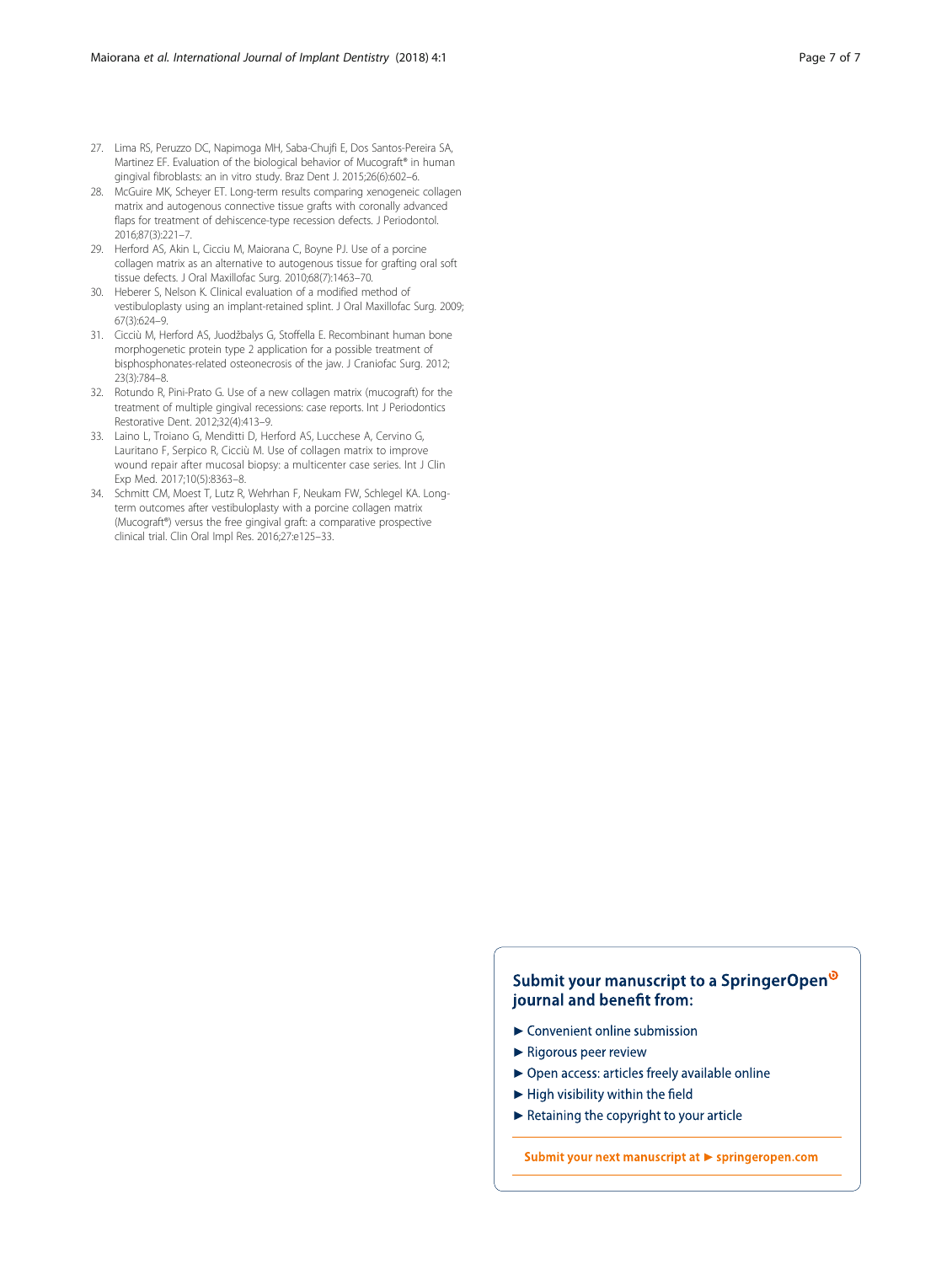27. Lima RS, Peruzzo DC, Napimoga MH, Saba-Chujfi E, Dos Santos-Pereira SA, Martinez EF. Evaluation of the biological behavior of Mucograft® in human gingival fibroblasts: an in vitro study. Braz Dent J. 2015;26(6):602–6.
28. McGuire MK, Scheyer ET. Long-term results comparing xenogeneic collagen matrix and autogenous connective tissue grafts with coronally advanced flaps for treatment of dehiscence-type recession defects. J Periodontol. 2016;87(3):221–7.
29. Herford AS, Akin L, Cicciu M, Maiorana C, Boyne PJ. Use of a porcine collagen matrix as an alternative to autogenous tissue for grafting oral soft tissue defects. J Oral Maxillofac Surg. 2010;68(7):1463–70.
30. Heberer S, Nelson K. Clinical evaluation of a modified method of vestibuloplasty using an implant-retained splint. J Oral Maxillofac Surg. 2009; 67(3):624–9.
31. Cicciù M, Herford AS, Juodžbalys G, Stoffella E. Recombinant human bone morphogenetic protein type 2 application for a possible treatment of bisphosphonates-related osteonecrosis of the jaw. J Craniofac Surg. 2012; 23(3):784–8.
32. Rotundo R, Pini-Prato G. Use of a new collagen matrix (mucograft) for the treatment of multiple gingival recessions: case reports. Int J Periodontics Restorative Dent. 2012;32(4):413–9.
33. Laino L, Troiano G, Menditti D, Herford AS, Lucchese A, Cervino G, Lauritano F, Serpico R, Cicciù M. Use of collagen matrix to improve wound repair after mucosal biopsy: a multicenter case series. Int J Clin Exp Med. 2017;10(5):8363–8.
34. Schmitt CM, Moest T, Lutz R, Wehrhan F, Neukam FW, Schlegel KA. Long-term outcomes after vestibuloplasty with a porcine collagen matrix (Mucograft®) versus the free gingival graft: a comparative prospective clinical trial. Clin Oral Impl Res. 2016;27:e125–33.

**Submit your manuscript to a SpringerOpen journal and benefit from:**

- ► Convenient online submission
- ► Rigorous peer review
- ► Open access: articles freely available online
- ► High visibility within the field
- ► Retaining the copyright to your article

**Submit your next manuscript at ► springeropen.com**